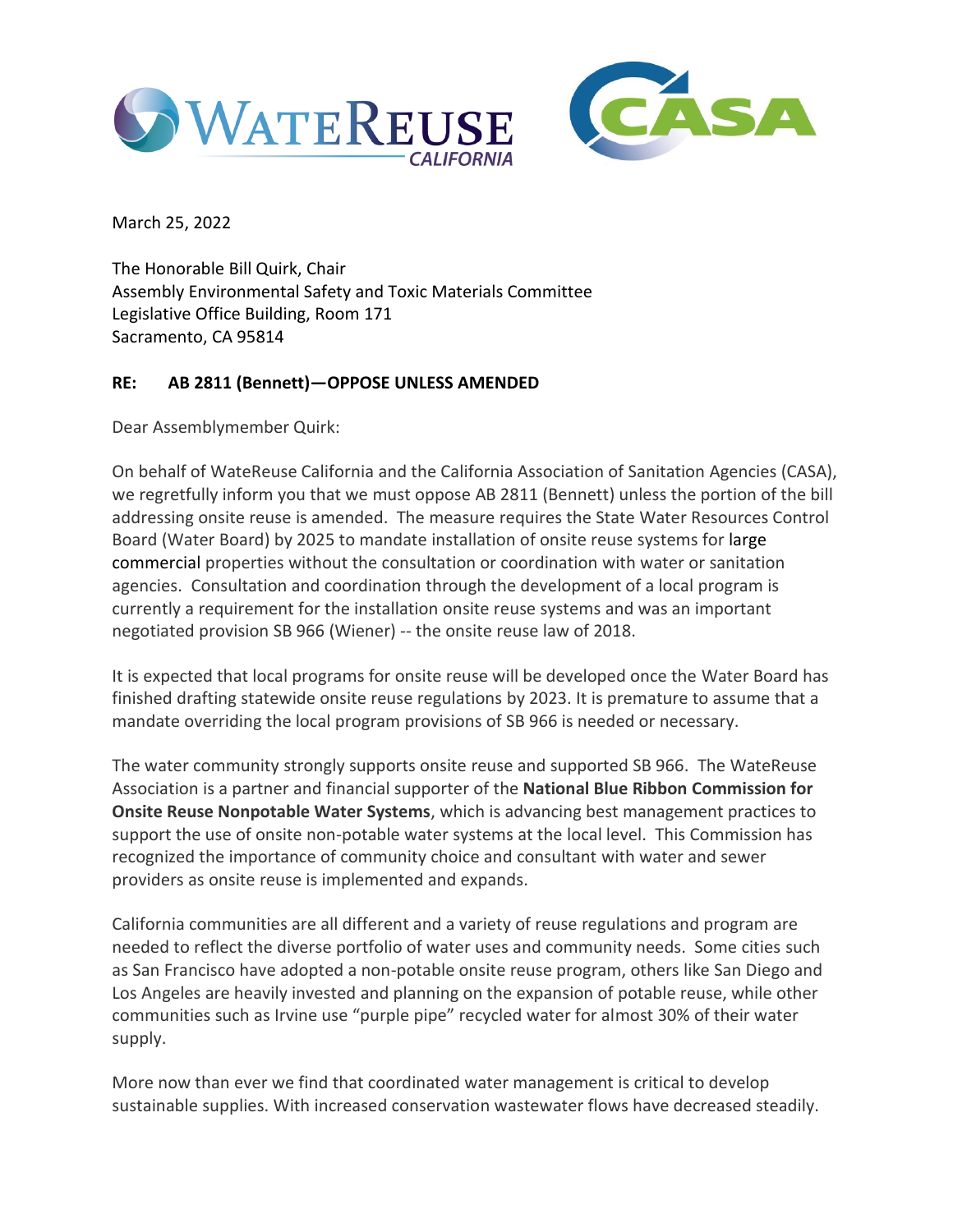March 25, 2022

The Honorable Bill Quirk, Chair
Assembly Environmental Safety and Toxic Materials Committee
Legislative Office Building, Room 171
Sacramento, CA 95814

**RE: AB 2811 (Bennett)—OPPOSE UNLESS AMENDED**

Dear Assemblymember Quirk:

On behalf of WateReuse California and the California Association of Sanitation Agencies (CASA), we regretfully inform you that we must oppose AB 2811 (Bennett) unless the portion of the bill addressing onsite reuse is amended. The measure requires the State Water Resources Control Board (Water Board) by 2025 to mandate installation of onsite reuse systems for large commercial properties without the consultation or coordination with water or sanitation agencies. Consultation and coordination through the development of a local program is currently a requirement for the installation onsite reuse systems and was an important negotiated provision SB 966 (Wiener) -- the onsite reuse law of 2018.

It is expected that local programs for onsite reuse will be developed once the Water Board has finished drafting statewide onsite reuse regulations by 2023. It is premature to assume that a mandate overriding the local program provisions of SB 966 is needed or necessary.

The water community strongly supports onsite reuse and supported SB 966. The WateReuse Association is a partner and financial supporter of the **National Blue Ribbon Commission for Onsite Reuse Nonpotable Water Systems**, which is advancing best management practices to support the use of onsite non-potable water systems at the local level. This Commission has recognized the importance of community choice and consultant with water and sewer providers as onsite reuse is implemented and expands.

California communities are all different and a variety of reuse regulations and program are needed to reflect the diverse portfolio of water uses and community needs. Some cities such as San Francisco have adopted a non-potable onsite reuse program, others like San Diego and Los Angeles are heavily invested and planning on the expansion of potable reuse, while other communities such as Irvine use "purple pipe" recycled water for almost 30% of their water supply.

More now than ever we find that coordinated water management is critical to develop sustainable supplies. With increased conservation wastewater flows have decreased steadily.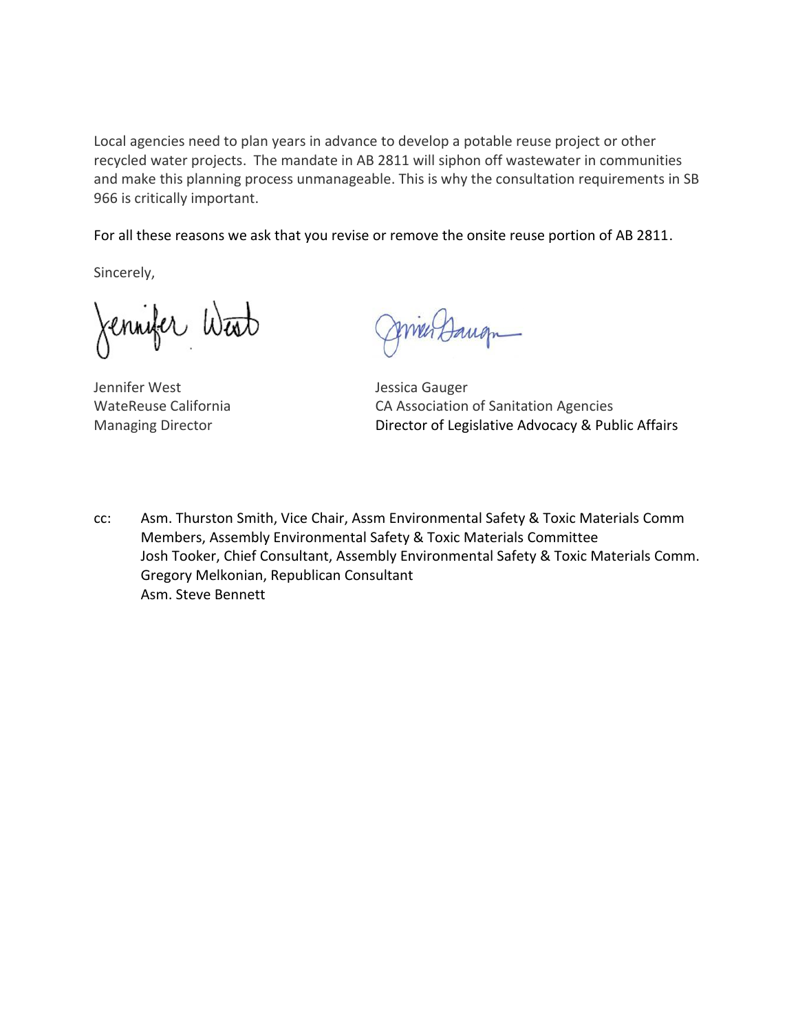Local agencies need to plan years in advance to develop a potable reuse project or other recycled water projects. The mandate in AB 2811 will siphon off wastewater in communities and make this planning process unmanageable. This is why the consultation requirements in SB 966 is critically important.

For all these reasons we ask that you revise or remove the onsite reuse portion of AB 2811.

Sincerely,

Jennifer West
WateReuse California
Managing Director

Jessica Gauger
CA Association of Sanitation Agencies
Director of Legislative Advocacy & Public Affairs

cc: Asm. Thurston Smith, Vice Chair, Assm Environmental Safety & Toxic Materials Comm
Members, Assembly Environmental Safety & Toxic Materials Committee
Josh Tooker, Chief Consultant, Assembly Environmental Safety & Toxic Materials Comm.
Gregory Melkonian, Republican Consultant
Asm. Steve Bennett